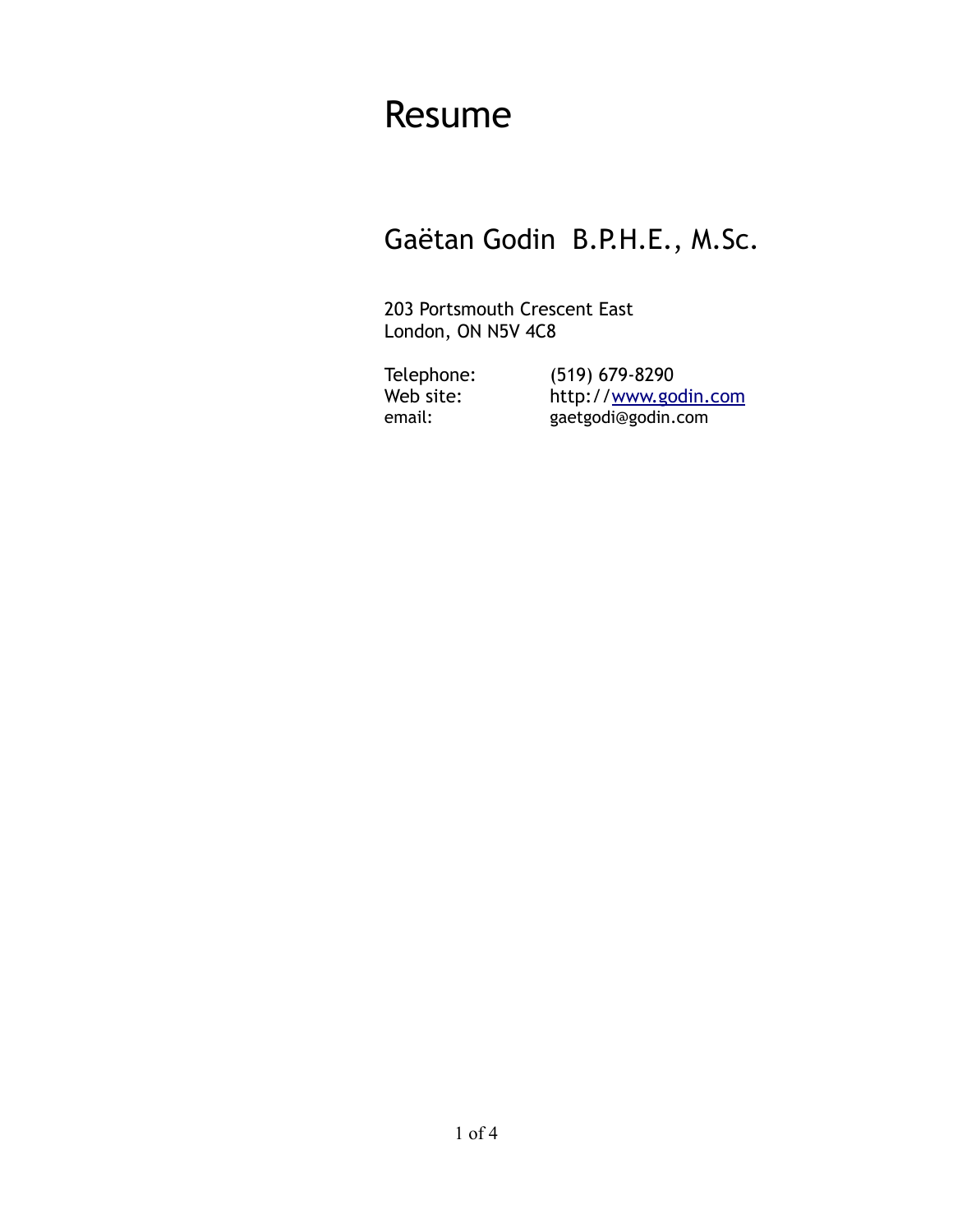# Resume

## Gaëtan Godin B.P.H.E., M.Sc.

203 Portsmouth Crescent East
London, ON N5V 4C8

| | |
|---|---|
| Telephone: | (519) 679-8290 |
| Web site: | http://www.godin.com |
| email: | gaetgodi@godin.com |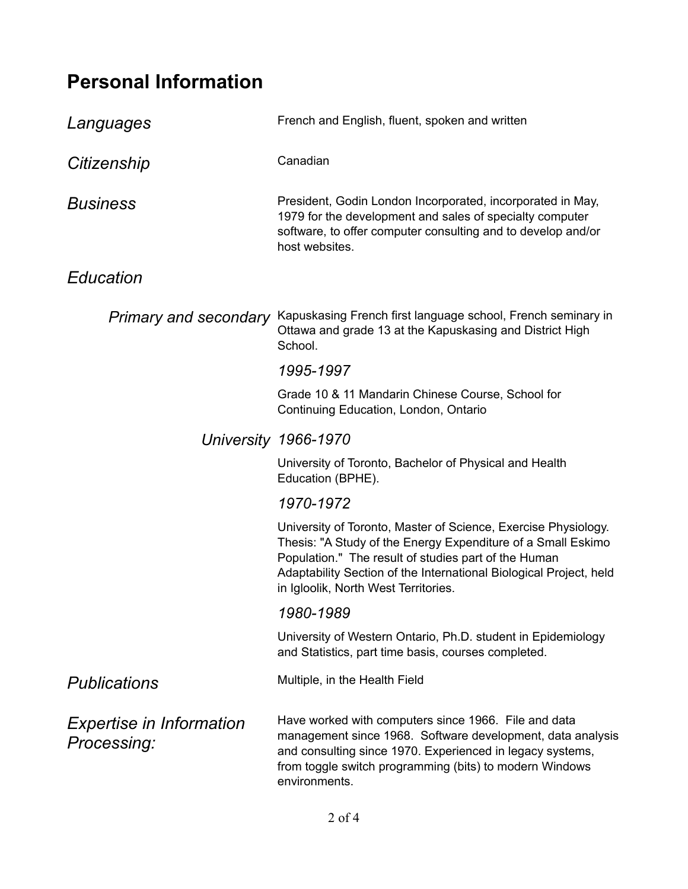# Personal Information

*Languages*

French and English, fluent, spoken and written

*Citizenship*

Canadian

*Business*

President, Godin London Incorporated, incorporated in May, 1979 for the development and sales of specialty computer software, to offer computer consulting and to develop and/or host websites.

*Education*

*Primary and secondary*

Kapuskasing French first language school, French seminary in Ottawa and grade 13 at the Kapuskasing and District High School.

*1995-1997*

Grade 10 & 11 Mandarin Chinese Course, School for Continuing Education, London, Ontario

*University*

*1966-1970*

University of Toronto, Bachelor of Physical and Health Education (BPHE).

*1970-1972*

University of Toronto, Master of Science, Exercise Physiology. Thesis: "A Study of the Energy Expenditure of a Small Eskimo Population." The result of studies part of the Human Adaptability Section of the International Biological Project, held in Igloolik, North West Territories.

*1980-1989*

University of Western Ontario, Ph.D. student in Epidemiology and Statistics, part time basis, courses completed.

*Publications*

Multiple, in the Health Field

*Expertise in Information Processing:*

Have worked with computers since 1966. File and data management since 1968. Software development, data analysis and consulting since 1970. Experienced in legacy systems, from toggle switch programming (bits) to modern Windows environments.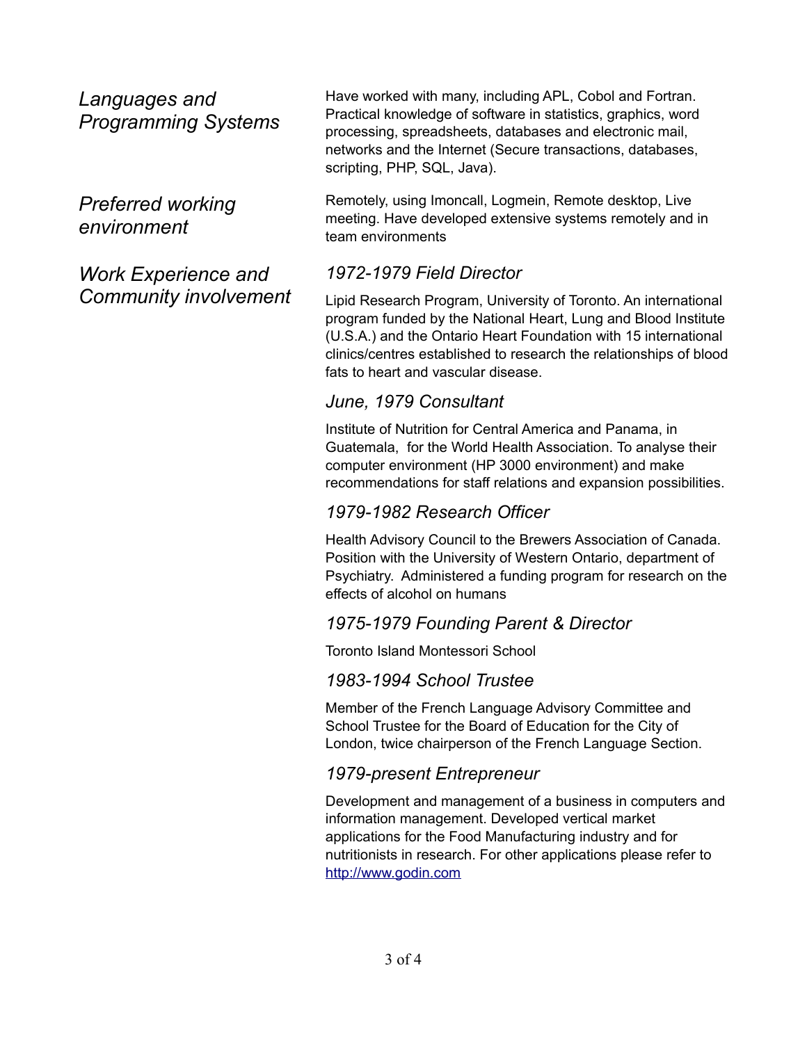## *Languages and Programming Systems*

Have worked with many, including APL, Cobol and Fortran. Practical knowledge of software in statistics, graphics, word processing, spreadsheets, databases and electronic mail, networks and the Internet (Secure transactions, databases, scripting, PHP, SQL, Java).

## *Preferred working environment*

Remotely, using Imoncall, Logmein, Remote desktop, Live meeting. Have developed extensive systems remotely and in team environments

## *Work Experience and Community involvement*

### *1972-1979 Field Director*

Lipid Research Program, University of Toronto. An international program funded by the National Heart, Lung and Blood Institute (U.S.A.) and the Ontario Heart Foundation with 15 international clinics/centres established to research the relationships of blood fats to heart and vascular disease.

### *June, 1979 Consultant*

Institute of Nutrition for Central America and Panama, in Guatemala, for the World Health Association. To analyse their computer environment (HP 3000 environment) and make recommendations for staff relations and expansion possibilities.

### *1979-1982 Research Officer*

Health Advisory Council to the Brewers Association of Canada. Position with the University of Western Ontario, department of Psychiatry. Administered a funding program for research on the effects of alcohol on humans

### *1975-1979 Founding Parent & Director*

Toronto Island Montessori School

### *1983-1994 School Trustee*

Member of the French Language Advisory Committee and School Trustee for the Board of Education for the City of London, twice chairperson of the French Language Section.

### *1979-present Entrepreneur*

Development and management of a business in computers and information management. Developed vertical market applications for the Food Manufacturing industry and for nutritionists in research. For other applications please refer to [http://www.godin.com](http://www.godin.com)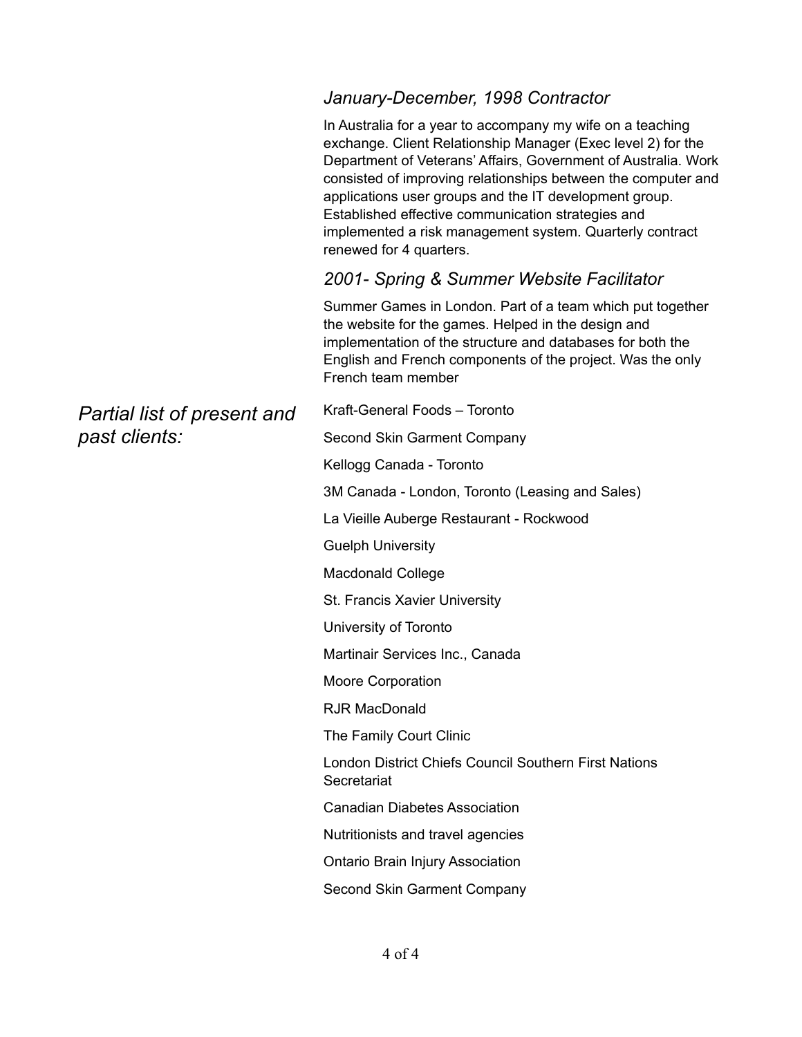### *January-December, 1998 Contractor*

In Australia for a year to accompany my wife on a teaching exchange. Client Relationship Manager (Exec level 2) for the Department of Veterans' Affairs, Government of Australia. Work consisted of improving relationships between the computer and applications user groups and the IT development group. Established effective communication strategies and implemented a risk management system. Quarterly contract renewed for 4 quarters.

### *2001- Spring & Summer Website Facilitator*

Summer Games in London. Part of a team which put together the website for the games. Helped in the design and implementation of the structure and databases for both the English and French components of the project. Was the only French team member

## *Partial list of present and past clients:*

Kraft-General Foods – Toronto

Second Skin Garment Company

Kellogg Canada - Toronto

3M Canada - London, Toronto (Leasing and Sales)

La Vieille Auberge Restaurant - Rockwood

Guelph University

Macdonald College

St. Francis Xavier University

University of Toronto

Martinair Services Inc., Canada

Moore Corporation

RJR MacDonald

The Family Court Clinic

London District Chiefs Council Southern First Nations Secretariat

Canadian Diabetes Association

Nutritionists and travel agencies

Ontario Brain Injury Association

Second Skin Garment Company